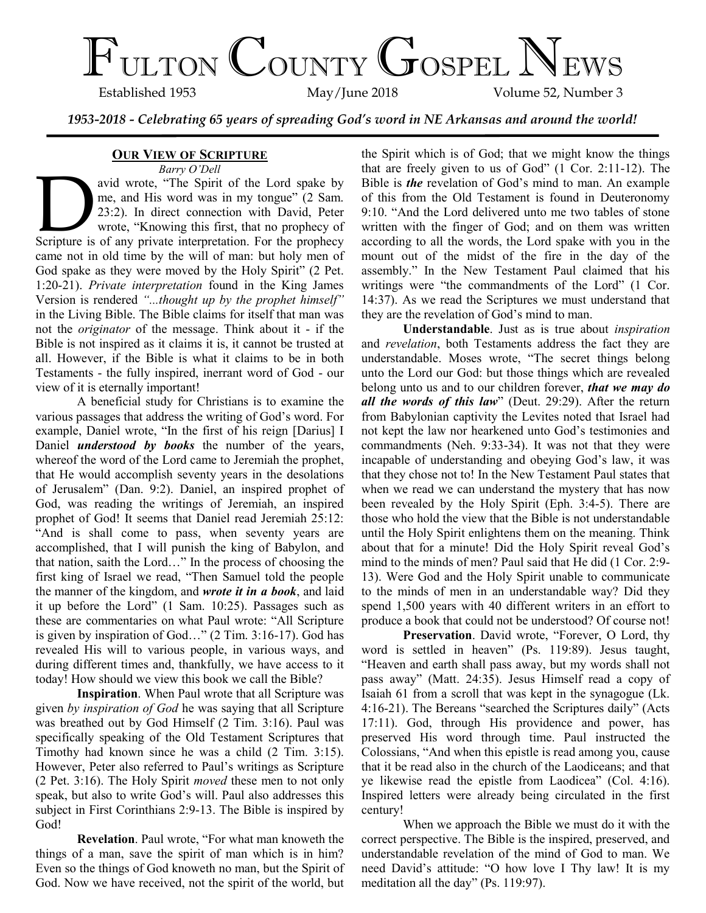# Fulton County Gospel News

Established 1953 May/June 2018 Volume 52, Number 3

*1953-2018 - Celebrating 65 years of spreading God's word in NE Arkansas and around the world!*

## Our View of Scripture

*Barry O'Dell*

David wrote, "The Spirit of the Lord spake by me, and His word was in my tongue" (2 Sam. 23:2). In direct connection with David, Peter wrote, "Knowing this first, that no prophecy of Scripture is of any private interpretation. For the prophecy came not in old time by the will of man: but holy men of God spake as they were moved by the Holy Spirit" (2 Pet. 1:20-21). *Private interpretation* found in the King James Version is rendered *"...thought up by the prophet himself"* in the Living Bible. The Bible claims for itself that man was not the *originator* of the message. Think about it - if the Bible is not inspired as it claims it is, it cannot be trusted at all. However, if the Bible is what it claims to be in both Testaments - the fully inspired, inerrant word of God - our view of it is eternally important!

A beneficial study for Christians is to examine the various passages that address the writing of God's word. For example, Daniel wrote, "In the first of his reign [Darius] I Daniel ***understood by books*** the number of the years, whereof the word of the Lord came to Jeremiah the prophet, that He would accomplish seventy years in the desolations of Jerusalem" (Dan. 9:2). Daniel, an inspired prophet of God, was reading the writings of Jeremiah, an inspired prophet of God! It seems that Daniel read Jeremiah 25:12: "And is shall come to pass, when seventy years are accomplished, that I will punish the king of Babylon, and that nation, saith the Lord…" In the process of choosing the first king of Israel we read, "Then Samuel told the people the manner of the kingdom, and ***wrote it in a book***, and laid it up before the Lord" (1 Sam. 10:25). Passages such as these are commentaries on what Paul wrote: "All Scripture is given by inspiration of God…" (2 Tim. 3:16-17). God has revealed His will to various people, in various ways, and during different times and, thankfully, we have access to it today! How should we view this book we call the Bible?

**Inspiration**. When Paul wrote that all Scripture was given *by inspiration of God* he was saying that all Scripture was breathed out by God Himself (2 Tim. 3:16). Paul was specifically speaking of the Old Testament Scriptures that Timothy had known since he was a child (2 Tim. 3:15). However, Peter also referred to Paul's writings as Scripture (2 Pet. 3:16). The Holy Spirit *moved* these men to not only speak, but also to write God's will. Paul also addresses this subject in First Corinthians 2:9-13. The Bible is inspired by God!

**Revelation**. Paul wrote, "For what man knoweth the things of a man, save the spirit of man which is in him? Even so the things of God knoweth no man, but the Spirit of God. Now we have received, not the spirit of the world, but the Spirit which is of God; that we might know the things that are freely given to us of God" (1 Cor. 2:11-12). The Bible is ***the*** revelation of God's mind to man. An example of this from the Old Testament is found in Deuteronomy 9:10. "And the Lord delivered unto me two tables of stone written with the finger of God; and on them was written according to all the words, the Lord spake with you in the mount out of the midst of the fire in the day of the assembly." In the New Testament Paul claimed that his writings were "the commandments of the Lord" (1 Cor. 14:37). As we read the Scriptures we must understand that they are the revelation of God's mind to man.

**Understandable**. Just as is true about *inspiration* and *revelation*, both Testaments address the fact they are understandable. Moses wrote, "The secret things belong unto the Lord our God: but those things which are revealed belong unto us and to our children forever, ***that we may do all the words of this law***" (Deut. 29:29). After the return from Babylonian captivity the Levites noted that Israel had not kept the law nor hearkened unto God's testimonies and commandments (Neh. 9:33-34). It was not that they were incapable of understanding and obeying God's law, it was that they chose not to! In the New Testament Paul states that when we read we can understand the mystery that has now been revealed by the Holy Spirit (Eph. 3:4-5). There are those who hold the view that the Bible is not understandable until the Holy Spirit enlightens them on the meaning. Think about that for a minute! Did the Holy Spirit reveal God's mind to the minds of men? Paul said that He did (1 Cor. 2:9-13). Were God and the Holy Spirit unable to communicate to the minds of men in an understandable way? Did they spend 1,500 years with 40 different writers in an effort to produce a book that could not be understood? Of course not!

**Preservation**. David wrote, "Forever, O Lord, thy word is settled in heaven" (Ps. 119:89). Jesus taught, "Heaven and earth shall pass away, but my words shall not pass away" (Matt. 24:35). Jesus Himself read a copy of Isaiah 61 from a scroll that was kept in the synagogue (Lk. 4:16-21). The Bereans "searched the Scriptures daily" (Acts 17:11). God, through His providence and power, has preserved His word through time. Paul instructed the Colossians, "And when this epistle is read among you, cause that it be read also in the church of the Laodiceans; and that ye likewise read the epistle from Laodicea" (Col. 4:16). Inspired letters were already being circulated in the first century!

When we approach the Bible we must do it with the correct perspective. The Bible is the inspired, preserved, and understandable revelation of the mind of God to man. We need David's attitude: "O how love I Thy law! It is my meditation all the day" (Ps. 119:97).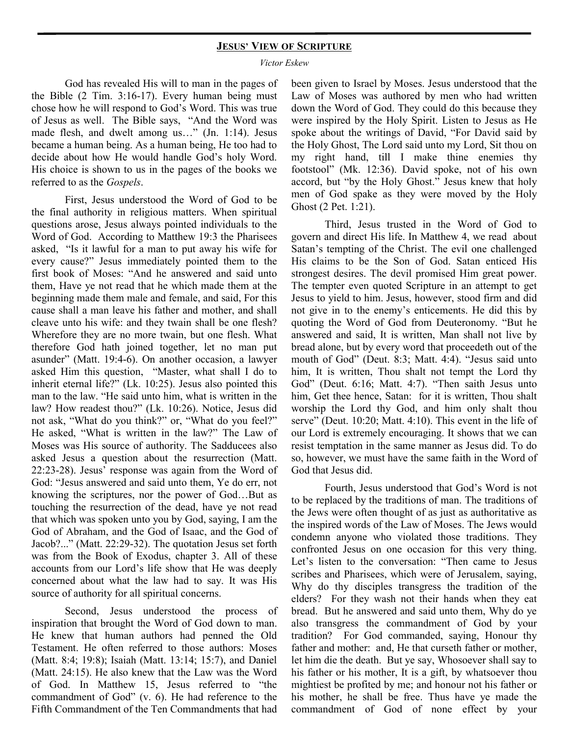## JESUS' VIEW OF SCRIPTURE

*Victor Eskew*

God has revealed His will to man in the pages of the Bible (2 Tim. 3:16-17). Every human being must chose how he will respond to God's Word. This was true of Jesus as well. The Bible says, "And the Word was made flesh, and dwelt among us…" (Jn. 1:14). Jesus became a human being. As a human being, He too had to decide about how He would handle God's holy Word. His choice is shown to us in the pages of the books we referred to as the *Gospels*.

First, Jesus understood the Word of God to be the final authority in religious matters. When spiritual questions arose, Jesus always pointed individuals to the Word of God. According to Matthew 19:3 the Pharisees asked, "Is it lawful for a man to put away his wife for every cause?" Jesus immediately pointed them to the first book of Moses: "And he answered and said unto them, Have ye not read that he which made them at the beginning made them male and female, and said, For this cause shall a man leave his father and mother, and shall cleave unto his wife: and they twain shall be one flesh? Wherefore they are no more twain, but one flesh. What therefore God hath joined together, let no man put asunder" (Matt. 19:4-6). On another occasion, a lawyer asked Him this question, "Master, what shall I do to inherit eternal life?" (Lk. 10:25). Jesus also pointed this man to the law. "He said unto him, what is written in the law? How readest thou?" (Lk. 10:26). Notice, Jesus did not ask, "What do you think?" or, "What do you feel?" He asked, "What is written in the law?" The Law of Moses was His source of authority. The Sadducees also asked Jesus a question about the resurrection (Matt. 22:23-28). Jesus' response was again from the Word of God: "Jesus answered and said unto them, Ye do err, not knowing the scriptures, nor the power of God…But as touching the resurrection of the dead, have ye not read that which was spoken unto you by God, saying, I am the God of Abraham, and the God of Isaac, and the God of Jacob?..." (Matt. 22:29-32). The quotation Jesus set forth was from the Book of Exodus, chapter 3. All of these accounts from our Lord's life show that He was deeply concerned about what the law had to say. It was His source of authority for all spiritual concerns.

Second, Jesus understood the process of inspiration that brought the Word of God down to man. He knew that human authors had penned the Old Testament. He often referred to those authors: Moses (Matt. 8:4; 19:8); Isaiah (Matt. 13:14; 15:7), and Daniel (Matt. 24:15). He also knew that the Law was the Word of God. In Matthew 15, Jesus referred to "the commandment of God" (v. 6). He had reference to the Fifth Commandment of the Ten Commandments that had been given to Israel by Moses. Jesus understood that the Law of Moses was authored by men who had written down the Word of God. They could do this because they were inspired by the Holy Spirit. Listen to Jesus as He spoke about the writings of David, "For David said by the Holy Ghost, The Lord said unto my Lord, Sit thou on my right hand, till I make thine enemies thy footstool" (Mk. 12:36). David spoke, not of his own accord, but "by the Holy Ghost." Jesus knew that holy men of God spake as they were moved by the Holy Ghost (2 Pet. 1:21).

Third, Jesus trusted in the Word of God to govern and direct His life. In Matthew 4, we read about Satan's tempting of the Christ. The evil one challenged His claims to be the Son of God. Satan enticed His strongest desires. The devil promised Him great power. The tempter even quoted Scripture in an attempt to get Jesus to yield to him. Jesus, however, stood firm and did not give in to the enemy's enticements. He did this by quoting the Word of God from Deuteronomy. "But he answered and said, It is written, Man shall not live by bread alone, but by every word that proceedeth out of the mouth of God" (Deut. 8:3; Matt. 4:4). "Jesus said unto him, It is written, Thou shalt not tempt the Lord thy God" (Deut. 6:16; Matt. 4:7). "Then saith Jesus unto him, Get thee hence, Satan: for it is written, Thou shalt worship the Lord thy God, and him only shalt thou serve" (Deut. 10:20; Matt. 4:10). This event in the life of our Lord is extremely encouraging. It shows that we can resist temptation in the same manner as Jesus did. To do so, however, we must have the same faith in the Word of God that Jesus did.

Fourth, Jesus understood that God's Word is not to be replaced by the traditions of man. The traditions of the Jews were often thought of as just as authoritative as the inspired words of the Law of Moses. The Jews would condemn anyone who violated those traditions. They confronted Jesus on one occasion for this very thing. Let's listen to the conversation: "Then came to Jesus scribes and Pharisees, which were of Jerusalem, saying, Why do thy disciples transgress the tradition of the elders? For they wash not their hands when they eat bread. But he answered and said unto them, Why do ye also transgress the commandment of God by your tradition? For God commanded, saying, Honour thy father and mother: and, He that curseth father or mother, let him die the death. But ye say, Whosoever shall say to his father or his mother, It is a gift, by whatsoever thou mightiest be profited by me; and honour not his father or his mother, he shall be free. Thus have ye made the commandment of God of none effect by your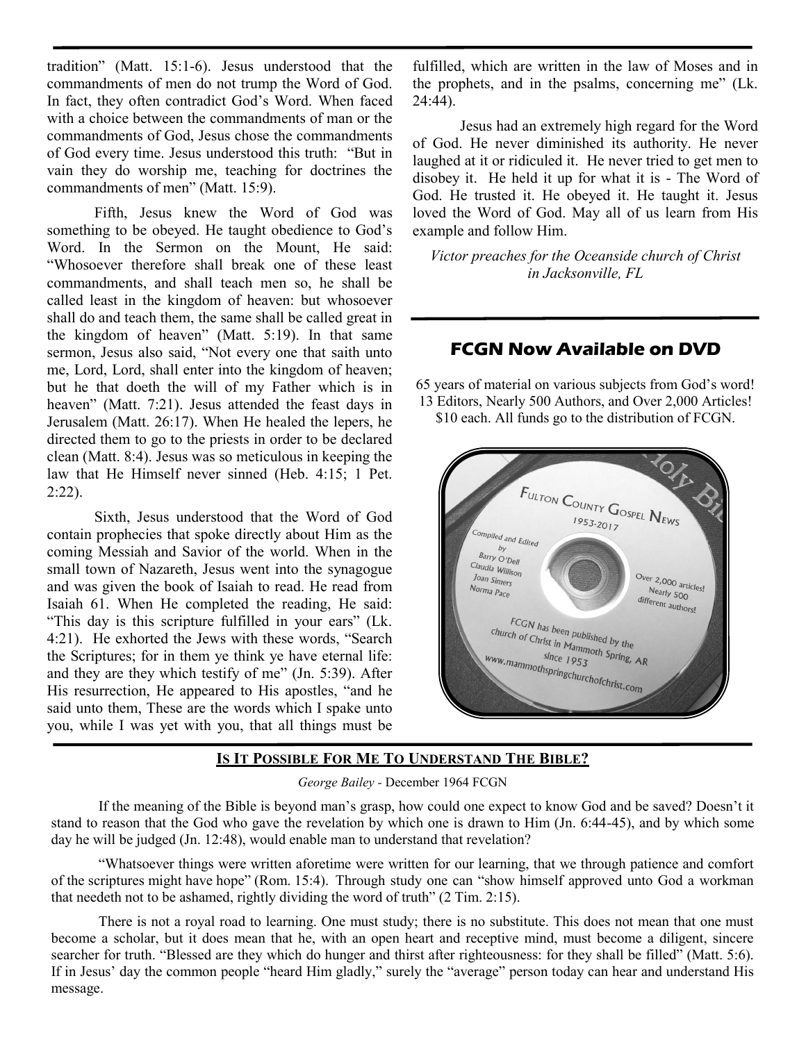tradition" (Matt. 15:1-6). Jesus understood that the commandments of men do not trump the Word of God. In fact, they often contradict God's Word. When faced with a choice between the commandments of man or the commandments of God, Jesus chose the commandments of God every time. Jesus understood this truth: "But in vain they do worship me, teaching for doctrines the commandments of men" (Matt. 15:9).

Fifth, Jesus knew the Word of God was something to be obeyed. He taught obedience to God's Word. In the Sermon on the Mount, He said: "Whosoever therefore shall break one of these least commandments, and shall teach men so, he shall be called least in the kingdom of heaven: but whosoever shall do and teach them, the same shall be called great in the kingdom of heaven" (Matt. 5:19). In that same sermon, Jesus also said, "Not every one that saith unto me, Lord, Lord, shall enter into the kingdom of heaven; but he that doeth the will of my Father which is in heaven" (Matt. 7:21). Jesus attended the feast days in Jerusalem (Matt. 26:17). When He healed the lepers, he directed them to go to the priests in order to be declared clean (Matt. 8:4). Jesus was so meticulous in keeping the law that He Himself never sinned (Heb. 4:15; 1 Pet. 2:22).

Sixth, Jesus understood that the Word of God contain prophecies that spoke directly about Him as the coming Messiah and Savior of the world. When in the small town of Nazareth, Jesus went into the synagogue and was given the book of Isaiah to read. He read from Isaiah 61. When He completed the reading, He said: "This day is this scripture fulfilled in your ears" (Lk. 4:21). He exhorted the Jews with these words, "Search the Scriptures; for in them ye think ye have eternal life: and they are they which testify of me" (Jn. 5:39). After His resurrection, He appeared to His apostles, "and he said unto them, These are the words which I spake unto you, while I was yet with you, that all things must be fulfilled, which are written in the law of Moses and in the prophets, and in the psalms, concerning me" (Lk. 24:44).

Jesus had an extremely high regard for the Word of God. He never diminished its authority. He never laughed at it or ridiculed it. He never tried to get men to disobey it. He held it up for what it is - The Word of God. He trusted it. He obeyed it. He taught it. Jesus loved the Word of God. May all of us learn from His example and follow Him.

*Victor preaches for the Oceanside church of Christ in Jacksonville, FL*

## FCGN Now Available on DVD

65 years of material on various subjects from God's word!
13 Editors, Nearly 500 Authors, and Over 2,000 Articles!
$10 each. All funds go to the distribution of FCGN.

## Is It Possible For Me To Understand The Bible?

*George Bailey* - December 1964 FCGN

If the meaning of the Bible is beyond man's grasp, how could one expect to know God and be saved? Doesn't it stand to reason that the God who gave the revelation by which one is drawn to Him (Jn. 6:44-45), and by which some day he will be judged (Jn. 12:48), would enable man to understand that revelation?

"Whatsoever things were written aforetime were written for our learning, that we through patience and comfort of the scriptures might have hope" (Rom. 15:4). Through study one can "show himself approved unto God a workman that needeth not to be ashamed, rightly dividing the word of truth" (2 Tim. 2:15).

There is not a royal road to learning. One must study; there is no substitute. This does not mean that one must become a scholar, but it does mean that he, with an open heart and receptive mind, must become a diligent, sincere searcher for truth. "Blessed are they which do hunger and thirst after righteousness: for they shall be filled" (Matt. 5:6). If in Jesus' day the common people "heard Him gladly," surely the "average" person today can hear and understand His message.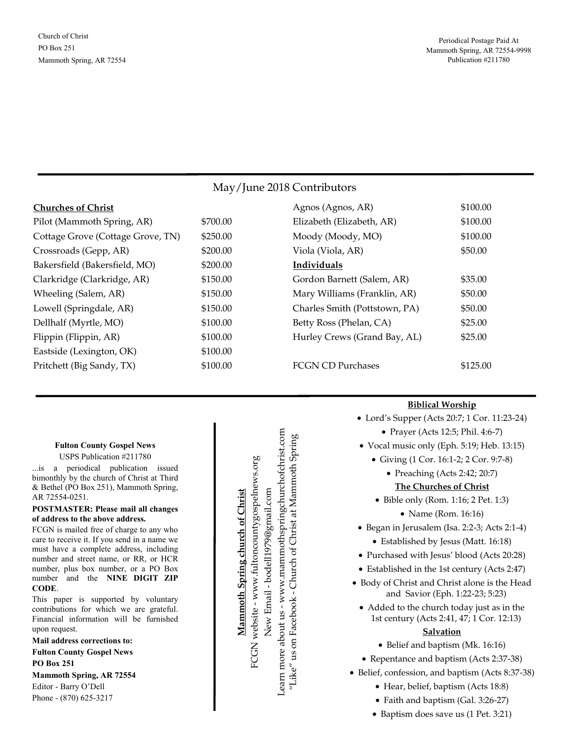Church of Christ
PO Box 251
Mammoth Spring, AR 72554

Periodical Postage Paid At
Mammoth Spring, AR 72554-9998
Publication #211780

## May/June 2018 Contributors

| | | | |
|---|---|---|---|
| **Churches of Christ** | | Agnos (Agnos, AR) | $100.00 |
| Pilot (Mammoth Spring, AR) | $700.00 | Elizabeth (Elizabeth, AR) | $100.00 |
| Cottage Grove (Cottage Grove, TN) | $250.00 | Moody (Moody, MO) | $100.00 |
| Crossroads (Gepp, AR) | $200.00 | Viola (Viola, AR) | $50.00 |
| Bakersfield (Bakersfield, MO) | $200.00 | **Individuals** | |
| Clarkridge (Clarkridge, AR) | $150.00 | Gordon Barnett (Salem, AR) | $35.00 |
| Wheeling (Salem, AR) | $150.00 | Mary Williams (Franklin, AR) | $50.00 |
| Lowell (Springdale, AR) | $150.00 | Charles Smith (Pottstown, PA) | $50.00 |
| Dellhalf (Myrtle, MO) | $100.00 | Betty Ross (Phelan, CA) | $25.00 |
| Flippin (Flippin, AR) | $100.00 | Hurley Crews (Grand Bay, AL) | $25.00 |
| Eastside (Lexington, OK) | $100.00 | | |
| Pritchett (Big Sandy, TX) | $100.00 | FCGN CD Purchases | $125.00 |

**Fulton County Gospel News**
USPS Publication #211780

...is a periodical publication issued bimonthly by the church of Christ at Third & Bethel (PO Box 251), Mammoth Spring, AR 72554-0251.

**POSTMASTER: Please mail all changes of address to the above address.**

FCGN is mailed free of charge to any who care to receive it. If you send in a name we must have a complete address, including number and street name, or RR, or HCR number, plus box number, or a PO Box number and the **NINE DIGIT ZIP CODE**.

This paper is supported by voluntary contributions for which we are grateful. Financial information will be furnished upon request.

**Mail address corrections to:**
**Fulton County Gospel News**
**PO Box 251**
**Mammoth Spring, AR 72554**
Editor - Barry O'Dell
Phone - (870) 625-3217

**Mammoth Spring church of Christ**
FCGN website - www.fultoncountygospelnews.org
New Email - bodell1979@gmail.com
Learn more about us - www.mammothspringchurchofchrist.com
"Like" us on Facebook - Church of Christ at Mammoth Spring

### Biblical Worship

- Lord's Supper (Acts 20:7; 1 Cor. 11:23-24)
- Prayer (Acts 12:5; Phil. 4:6-7)
- Vocal music only (Eph. 5:19; Heb. 13:15)
- Giving (1 Cor. 16:1-2; 2 Cor. 9:7-8)
- Preaching (Acts 2:42; 20:7)

### The Churches of Christ

- Bible only (Rom. 1:16; 2 Pet. 1:3)
- Name (Rom. 16:16)
- Began in Jerusalem (Isa. 2:2-3; Acts 2:1-4)
- Established by Jesus (Matt. 16:18)
- Purchased with Jesus' blood (Acts 20:28)
- Established in the 1st century (Acts 2:47)
- Body of Christ and Christ alone is the Head and Savior (Eph. 1:22-23; 5:23)
- Added to the church today just as in the 1st century (Acts 2:41, 47; 1 Cor. 12:13)

### Salvation

- Belief and baptism (Mk. 16:16)
- Repentance and baptism (Acts 2:37-38)
- Belief, confession, and baptism (Acts 8:37-38)
- Hear, belief, baptism (Acts 18:8)
- Faith and baptism (Gal. 3:26-27)
- Baptism does save us (1 Pet. 3:21)